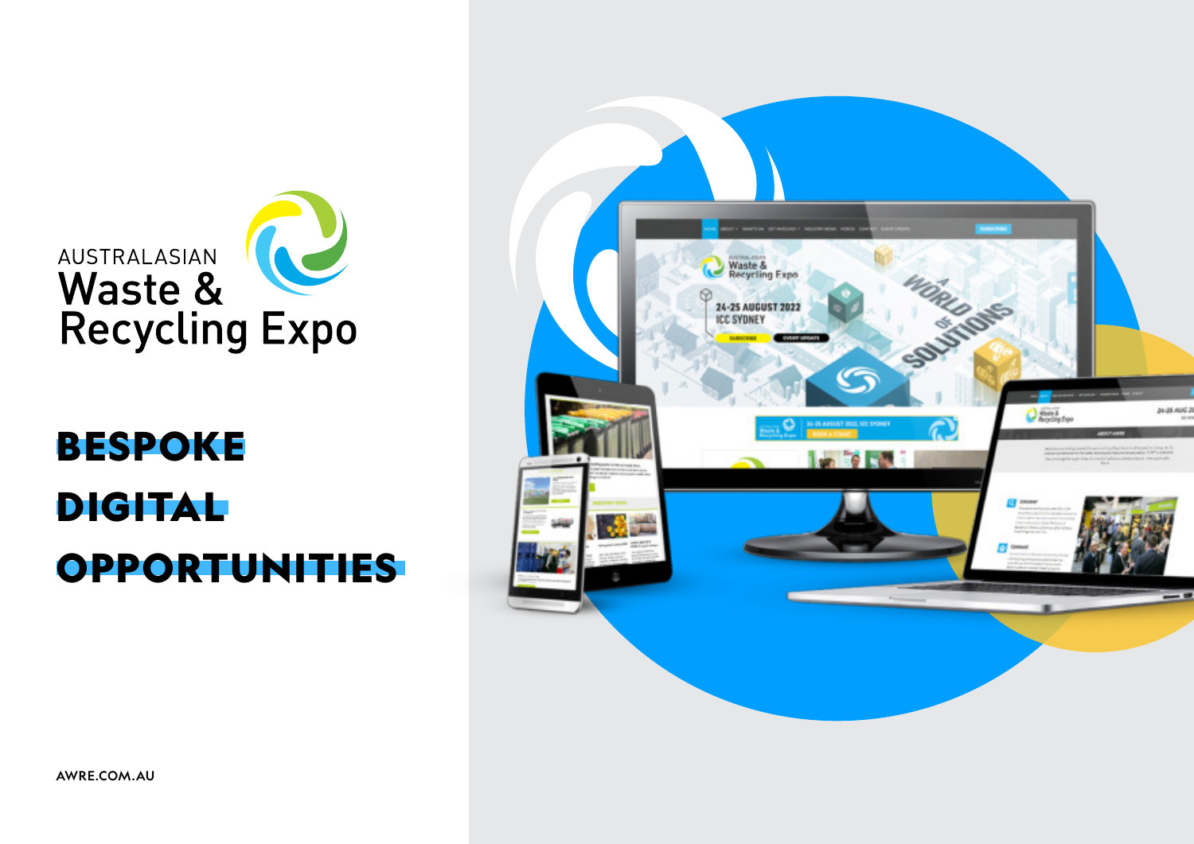AUSTRALASIAN
Waste &
Recycling Expo

# BESPOKE DIGITAL OPPORTUNITIES

AWRE.COM.AU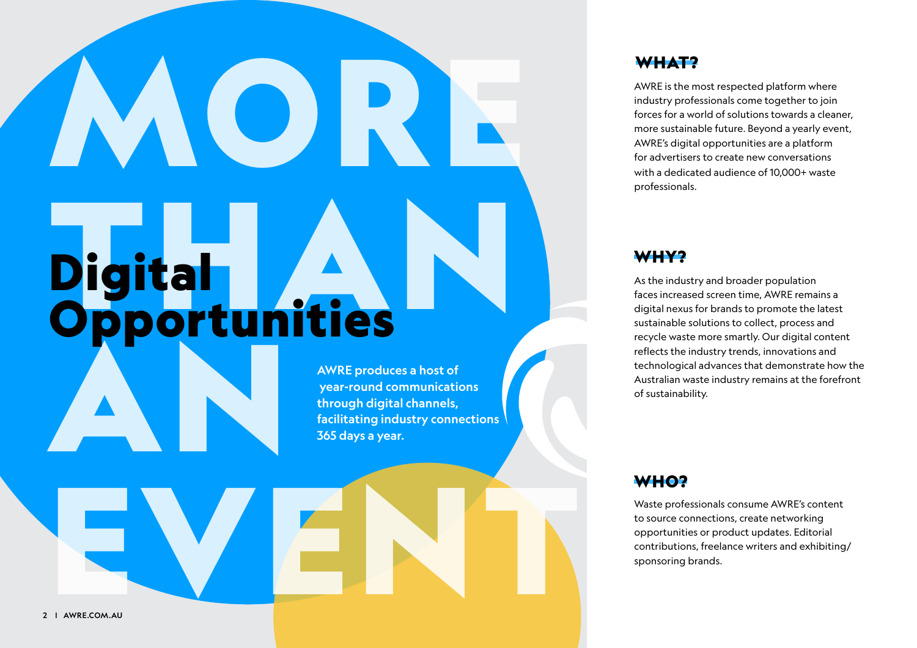MORE THAN AN EVENT

# Digital Opportunities

**AWRE produces a host of year-round communications through digital channels, facilitating industry connections 365 days a year.**

## WHAT?

AWRE is the most respected platform where industry professionals come together to join forces for a world of solutions towards a cleaner, more sustainable future. Beyond a yearly event, AWRE's digital opportunities are a platform for advertisers to create new conversations with a dedicated audience of 10,000+ waste professionals.

## WHY?

As the industry and broader population faces increased screen time, AWRE remains a digital nexus for brands to promote the latest sustainable solutions to collect, process and recycle waste more smartly. Our digital content reflects the industry trends, innovations and technological advances that demonstrate how the Australian waste industry remains at the forefront of sustainability.

## WHO?

Waste professionals consume AWRE's content to source connections, create networking opportunities or product updates. Editorial contributions, freelance writers and exhibiting/sponsoring brands.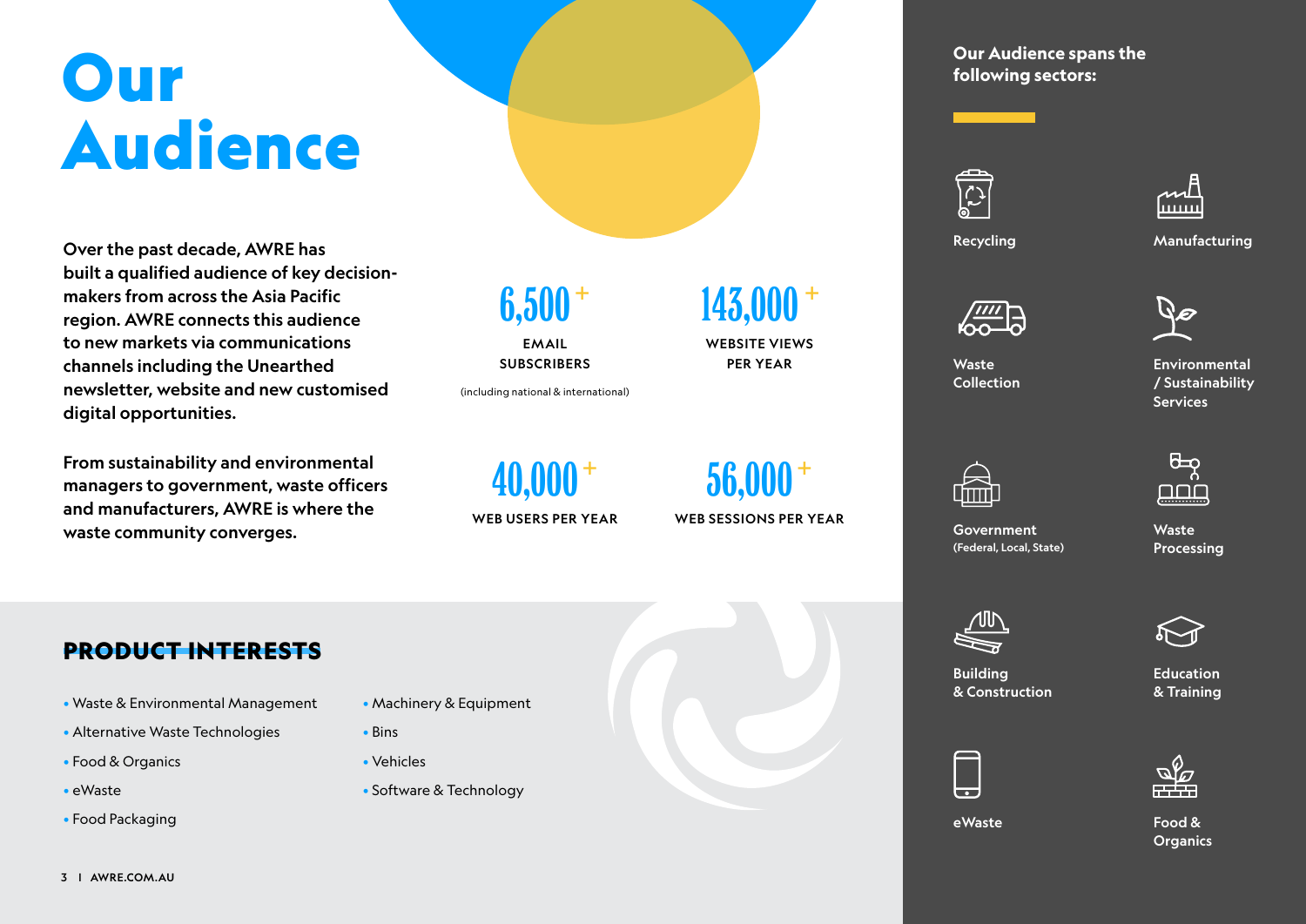# Our Audience

**Over the past decade, AWRE has built a qualified audience of key decision-makers from across the Asia Pacific region. AWRE connects this audience to new markets via communications channels including the Unearthed newsletter, website and new customised digital opportunities.**

**From sustainability and environmental managers to government, waste officers and manufacturers, AWRE is where the waste community converges.**

**6,500+**
EMAIL SUBSCRIBERS
(including national & international)

**143,000+**
WEBSITE VIEWS PER YEAR

**40,000+**
WEB USERS PER YEAR

**56,000+**
WEB SESSIONS PER YEAR

## PRODUCT INTERESTS

- Waste & Environmental Management
- Alternative Waste Technologies
- Food & Organics
- eWaste
- Food Packaging
- Machinery & Equipment
- Bins
- Vehicles
- Software & Technology

## Our Audience spans the following sectors:

- Recycling
- Manufacturing
- Waste Collection
- Environmental / Sustainability Services
- Government (Federal, Local, State)
- Waste Processing
- Building & Construction
- Education & Training
- eWaste
- Food & Organics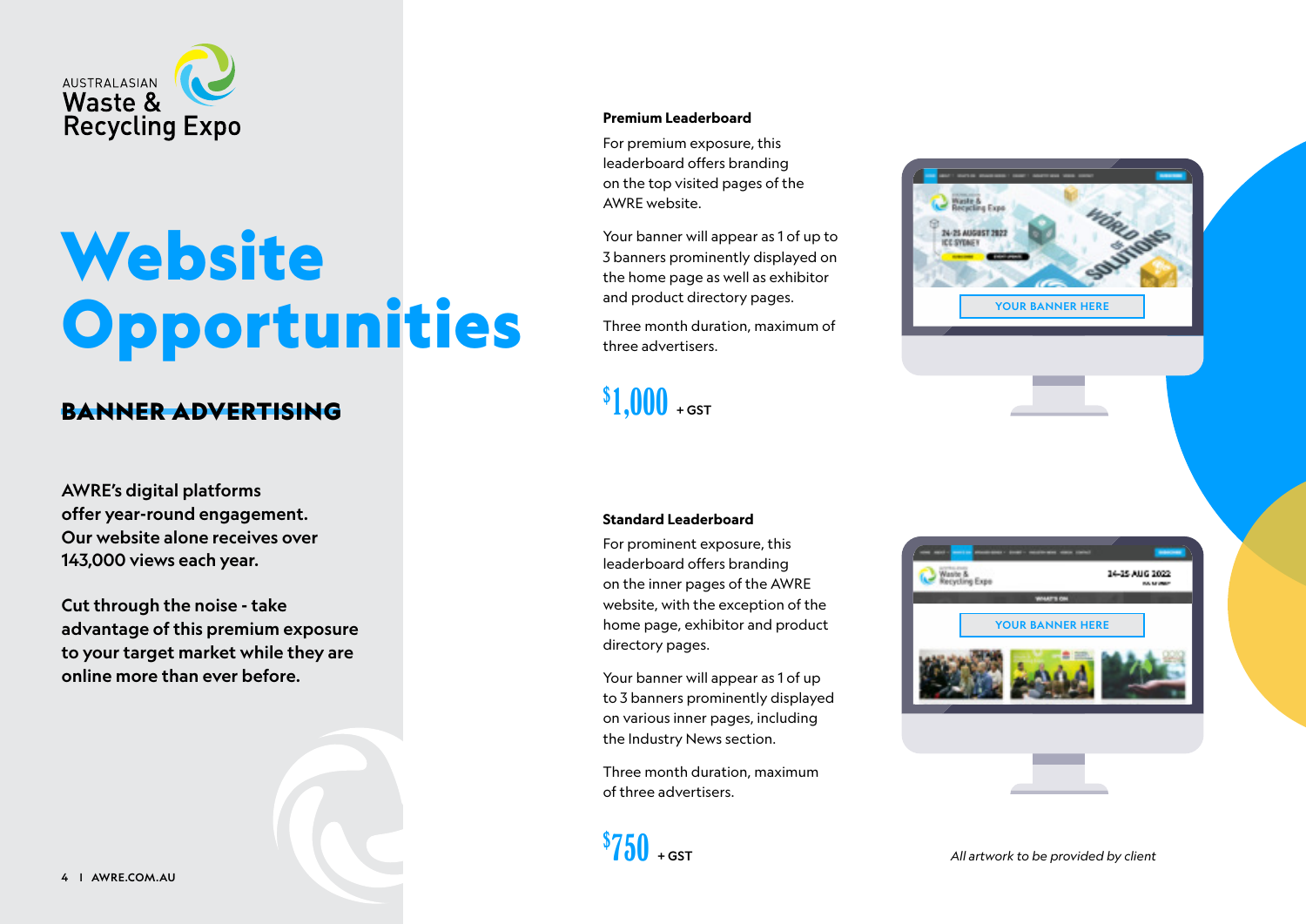AUSTRALASIAN Waste & Recycling Expo

# Website Opportunities

## BANNER ADVERTISING

**AWRE's digital platforms offer year-round engagement. Our website alone receives over 143,000 views each year.**

**Cut through the noise - take advantage of this premium exposure to your target market while they are online more than ever before.**

### Premium Leaderboard

For premium exposure, this leaderboard offers branding on the top visited pages of the AWRE website.

Your banner will appear as 1 of up to 3 banners prominently displayed on the home page as well as exhibitor and product directory pages.

Three month duration, maximum of three advertisers.

**$1,000** + GST

### Standard Leaderboard

For prominent exposure, this leaderboard offers branding on the inner pages of the AWRE website, with the exception of the home page, exhibitor and product directory pages.

Your banner will appear as 1 of up to 3 banners prominently displayed on various inner pages, including the Industry News section.

Three month duration, maximum of three advertisers.

**$750** + GST

*All artwork to be provided by client*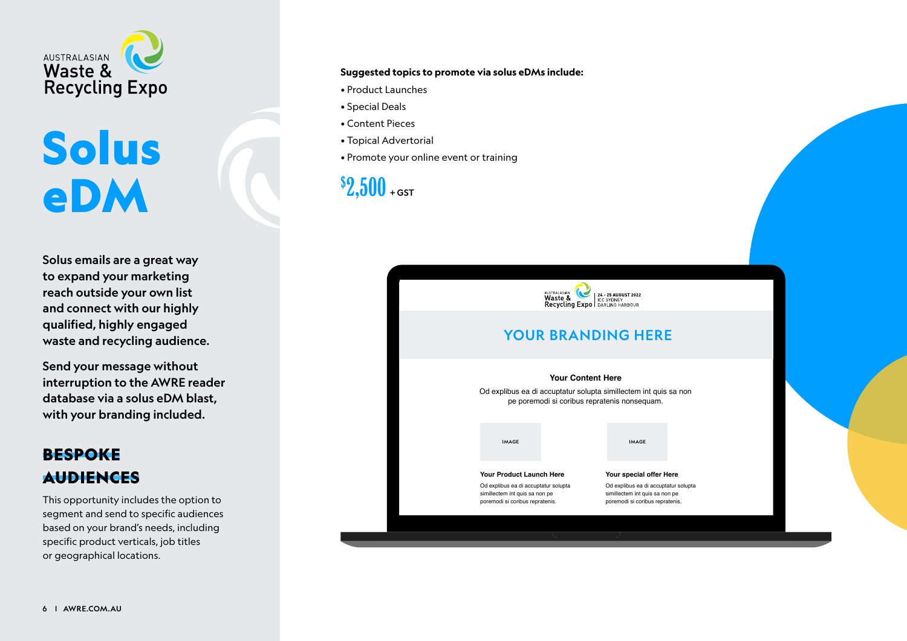AUSTRALASIAN Waste & Recycling Expo

# Solus eDM

**Solus emails are a great way to expand your marketing reach outside your own list and connect with our highly qualified, highly engaged waste and recycling audience.**

**Send your message without interruption to the AWRE reader database via a solus eDM blast, with your branding included.**

## BESPOKE AUDIENCES

This opportunity includes the option to segment and send to specific audiences based on your brand's needs, including specific product verticals, job titles or geographical locations.

**Suggested topics to promote via solus eDMs include:**

- Product Launches
- Special Deals
- Content Pieces
- Topical Advertorial
- Promote your online event or training

**$2,500 + GST**

AUSTRALASIAN Waste & Recycling Expo | 24 - 25 AUGUST 2022 ICC SYDNEY DARLING HARBOUR

YOUR BRANDING HERE

**Your Content Here**

Od explibus ea di accuptatur solupta simillectem int quis sa non pe poremodi si coribus repratenis nonsequam.

IMAGE

IMAGE

**Your Product Launch Here**

Od explibus ea di accuptatur solupta simillectem int quis sa non pe poremodi si coribus repratenis.

**Your special offer Here**

Od explibus ea di accuptatur solupta simillectem int quis sa non pe poremodi si coribus repratenis.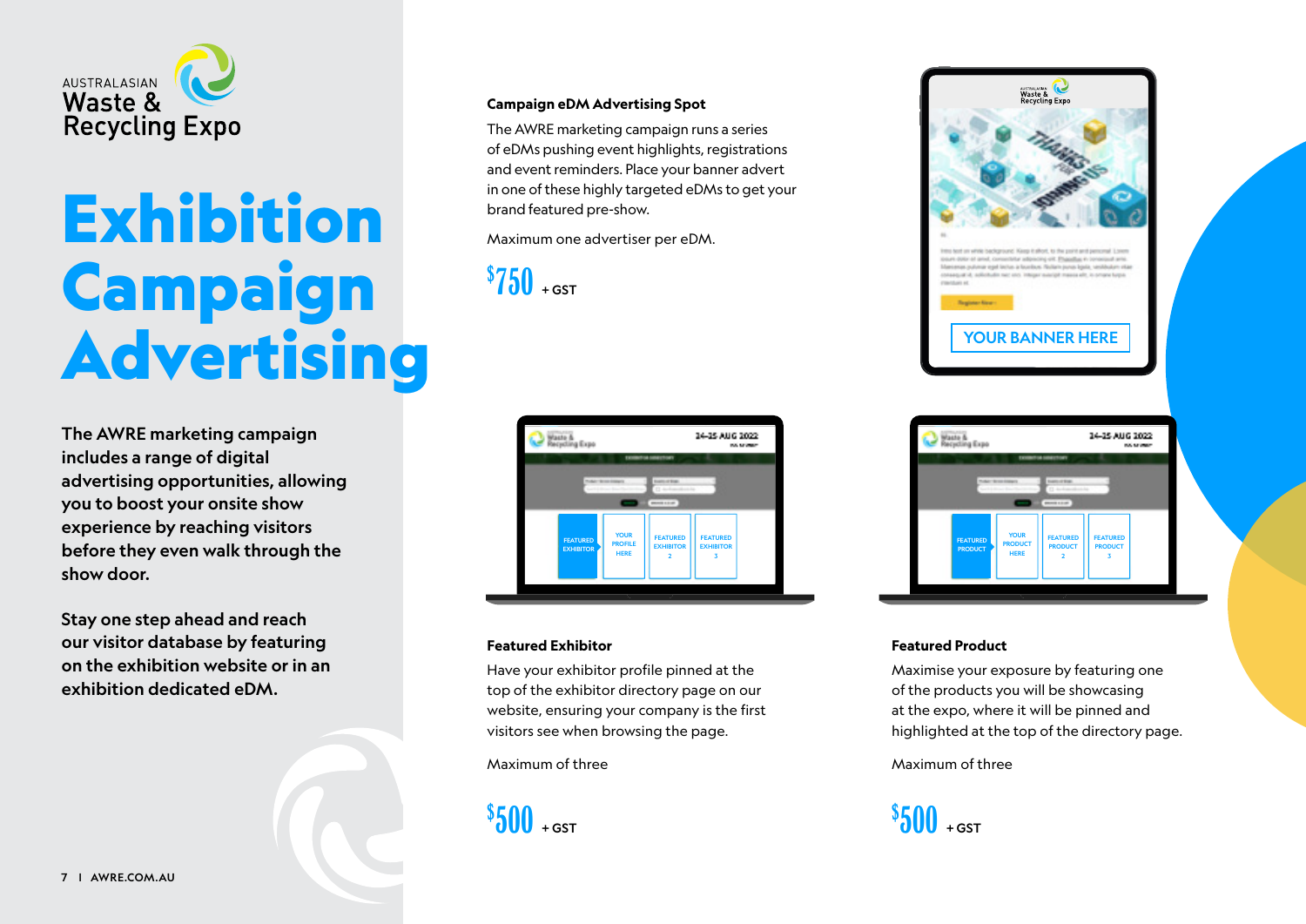AUSTRALASIAN Waste & Recycling Expo

# Exhibition Campaign Advertising

**The AWRE marketing campaign includes a range of digital advertising opportunities, allowing you to boost your onsite show experience by reaching visitors before they even walk through the show door.**

**Stay one step ahead and reach our visitor database by featuring on the exhibition website or in an exhibition dedicated eDM.**

### Campaign eDM Advertising Spot

The AWRE marketing campaign runs a series of eDMs pushing event highlights, registrations and event reminders. Place your banner advert in one of these highly targeted eDMs to get your brand featured pre-show.

Maximum one advertiser per eDM.

**$750** + GST

### Featured Exhibitor

Have your exhibitor profile pinned at the top of the exhibitor directory page on our website, ensuring your company is the first visitors see when browsing the page.

Maximum of three

**$500** + GST

### Featured Product

Maximise your exposure by featuring one of the products you will be showcasing at the expo, where it will be pinned and highlighted at the top of the directory page.

Maximum of three

**$500** + GST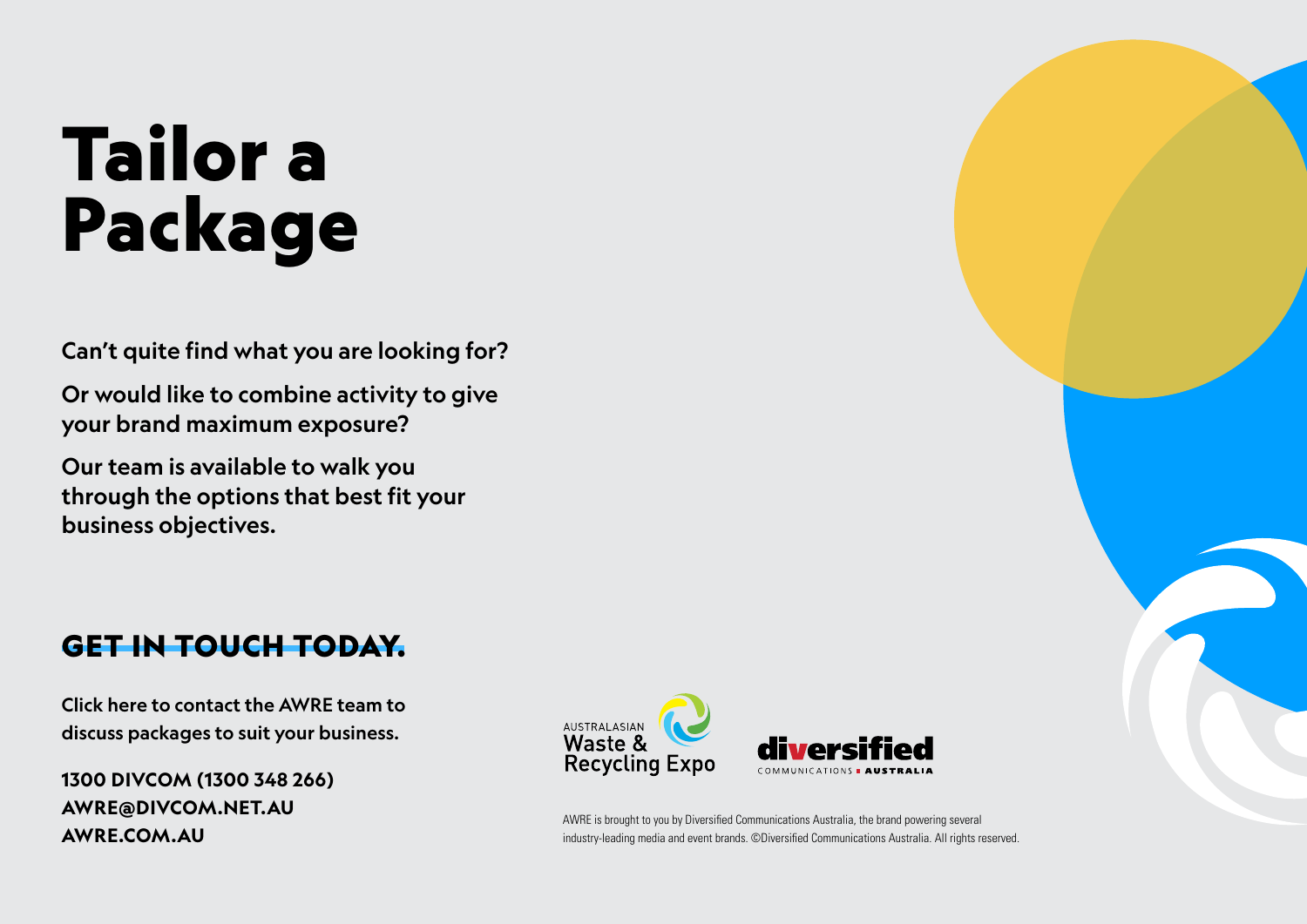# Tailor a Package

**Can't quite find what you are looking for?**

**Or would like to combine activity to give your brand maximum exposure?**

**Our team is available to walk you through the options that best fit your business objectives.**

## GET IN TOUCH TODAY.

**Click here to contact the AWRE team to discuss packages to suit your business.**

**1300 DIVCOM (1300 348 266)**
**AWRE@DIVCOM.NET.AU**
**AWRE.COM.AU**

AUSTRALASIAN Waste & Recycling Expo

diversified COMMUNICATIONS AUSTRALIA

AWRE is brought to you by Diversified Communications Australia, the brand powering several industry-leading media and event brands. ©Diversified Communications Australia. All rights reserved.